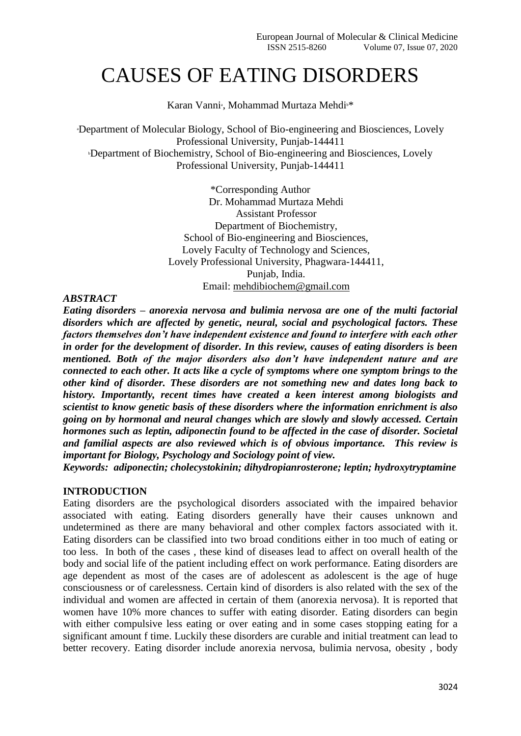# CAUSES OF EATING DISORDERS

Karan Vanni[a], Mohammad Murtaza Mehdi[b]*

[a]Department of Molecular Biology, School of Bio-engineering and Biosciences, Lovely Professional University, Punjab-144411
[b]Department of Biochemistry, School of Bio-engineering and Biosciences, Lovely Professional University, Punjab-144411

*Corresponding Author
Dr. Mohammad Murtaza Mehdi
Assistant Professor
Department of Biochemistry,
School of Bio-engineering and Biosciences,
Lovely Faculty of Technology and Sciences,
Lovely Professional University, Phagwara-144411,
Punjab, India.
Email: mehdibiochem@gmail.com

***ABSTRACT***

***Eating disorders – anorexia nervosa and bulimia nervosa are one of the multi factorial disorders which are affected by genetic, neural, social and psychological factors. These factors themselves don't have independent existence and found to interfere with each other in order for the development of disorder. In this review, causes of eating disorders is been mentioned. Both of the major disorders also don't have independent nature and are connected to each other. It acts like a cycle of symptoms where one symptom brings to the other kind of disorder. These disorders are not something new and dates long back to history. Importantly, recent times have created a keen interest among biologists and scientist to know genetic basis of these disorders where the information enrichment is also going on by hormonal and neural changes which are slowly and slowly accessed. Certain hormones such as leptin, adiponectin found to be affected in the case of disorder. Societal and familial aspects are also reviewed which is of obvious importance. This review is important for Biology, Psychology and Sociology point of view.***

***Keywords: adiponectin; cholecystokinin; dihydropianrosterone; leptin; hydroxytryptamine***

## INTRODUCTION

Eating disorders are the psychological disorders associated with the impaired behavior associated with eating. Eating disorders generally have their causes unknown and undetermined as there are many behavioral and other complex factors associated with it. Eating disorders can be classified into two broad conditions either in too much of eating or too less. In both of the cases , these kind of diseases lead to affect on overall health of the body and social life of the patient including effect on work performance. Eating disorders are age dependent as most of the cases are of adolescent as adolescent is the age of huge consciousness or of carelessness. Certain kind of disorders is also related with the sex of the individual and women are affected in certain of them (anorexia nervosa). It is reported that women have 10% more chances to suffer with eating disorder. Eating disorders can begin with either compulsive less eating or over eating and in some cases stopping eating for a significant amount f time. Luckily these disorders are curable and initial treatment can lead to better recovery. Eating disorder include anorexia nervosa, bulimia nervosa, obesity , body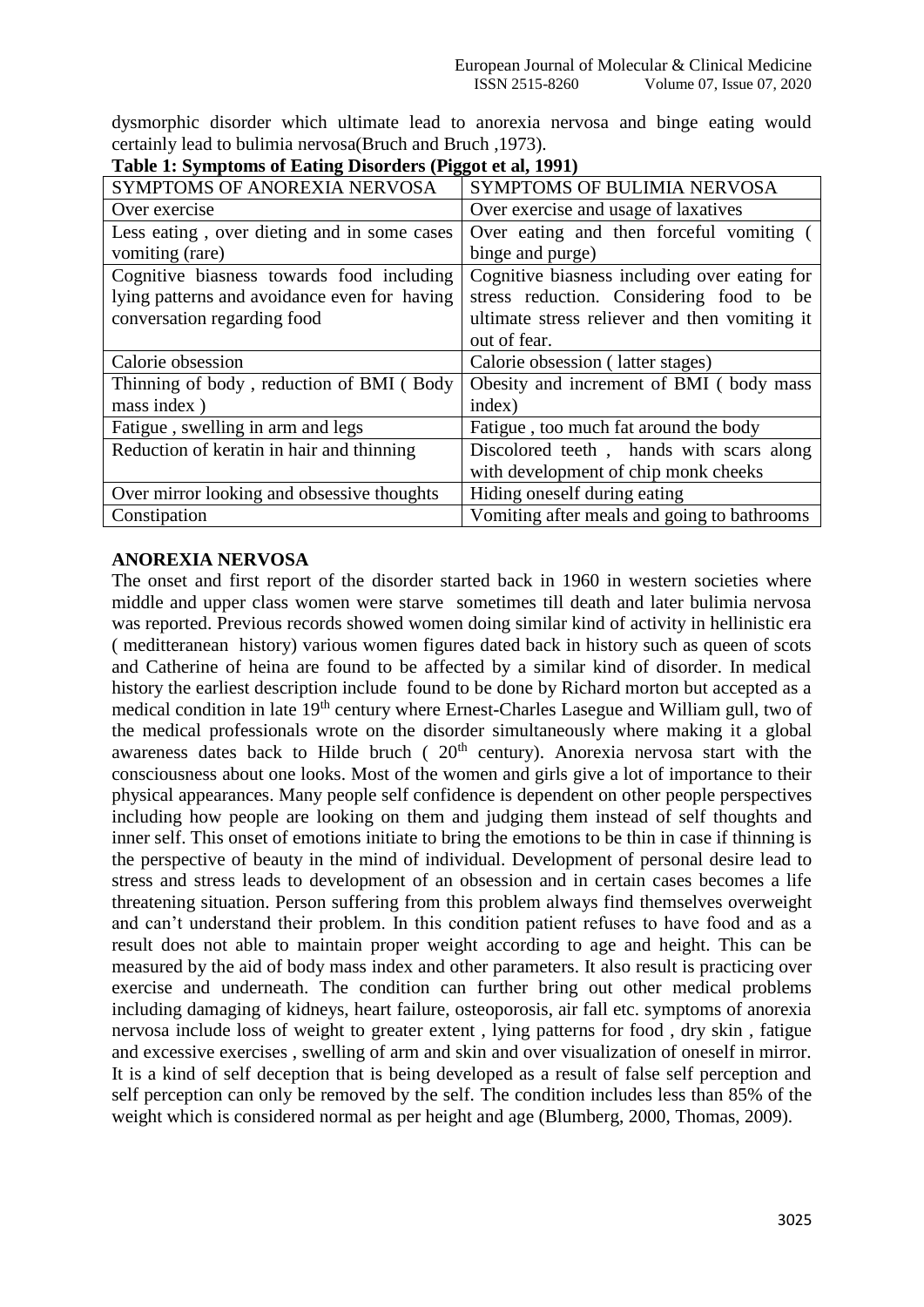dysmorphic disorder which ultimate lead to anorexia nervosa and binge eating would certainly lead to bulimia nervosa(Bruch and Bruch ,1973).

**Table 1: Symptoms of Eating Disorders (Piggot et al, 1991)**

| SYMPTOMS OF ANOREXIA NERVOSA | SYMPTOMS OF BULIMIA NERVOSA |
|---|---|
| Over exercise | Over exercise and usage of laxatives |
| Less eating , over dieting and in some cases vomiting (rare) | Over eating and then forceful vomiting ( binge and purge) |
| Cognitive biasness towards food including lying patterns and avoidance even for having conversation regarding food | Cognitive biasness including over eating for stress reduction. Considering food to be ultimate stress reliever and then vomiting it out of fear. |
| Calorie obsession | Calorie obsession ( latter stages) |
| Thinning of body , reduction of BMI ( Body mass index ) | Obesity and increment of BMI ( body mass index) |
| Fatigue , swelling in arm and legs | Fatigue , too much fat around the body |
| Reduction of keratin in hair and thinning | Discolored teeth , hands with scars along with development of chip monk cheeks |
| Over mirror looking and obsessive thoughts | Hiding oneself during eating |
| Constipation | Vomiting after meals and going to bathrooms |

## ANOREXIA NERVOSA

The onset and first report of the disorder started back in 1960 in western societies where middle and upper class women were starve sometimes till death and later bulimia nervosa was reported. Previous records showed women doing similar kind of activity in hellinistic era ( meditteranean history) various women figures dated back in history such as queen of scots and Catherine of heina are found to be affected by a similar kind of disorder. In medical history the earliest description include found to be done by Richard morton but accepted as a medical condition in late 19th century where Ernest-Charles Lasegue and William gull, two of the medical professionals wrote on the disorder simultaneously where making it a global awareness dates back to Hilde bruch ( 20th century). Anorexia nervosa start with the consciousness about one looks. Most of the women and girls give a lot of importance to their physical appearances. Many people self confidence is dependent on other people perspectives including how people are looking on them and judging them instead of self thoughts and inner self. This onset of emotions initiate to bring the emotions to be thin in case if thinning is the perspective of beauty in the mind of individual. Development of personal desire lead to stress and stress leads to development of an obsession and in certain cases becomes a life threatening situation. Person suffering from this problem always find themselves overweight and can't understand their problem. In this condition patient refuses to have food and as a result does not able to maintain proper weight according to age and height. This can be measured by the aid of body mass index and other parameters. It also result is practicing over exercise and underneath. The condition can further bring out other medical problems including damaging of kidneys, heart failure, osteoporosis, air fall etc. symptoms of anorexia nervosa include loss of weight to greater extent , lying patterns for food , dry skin , fatigue and excessive exercises , swelling of arm and skin and over visualization of oneself in mirror. It is a kind of self deception that is being developed as a result of false self perception and self perception can only be removed by the self. The condition includes less than 85% of the weight which is considered normal as per height and age (Blumberg, 2000, Thomas, 2009).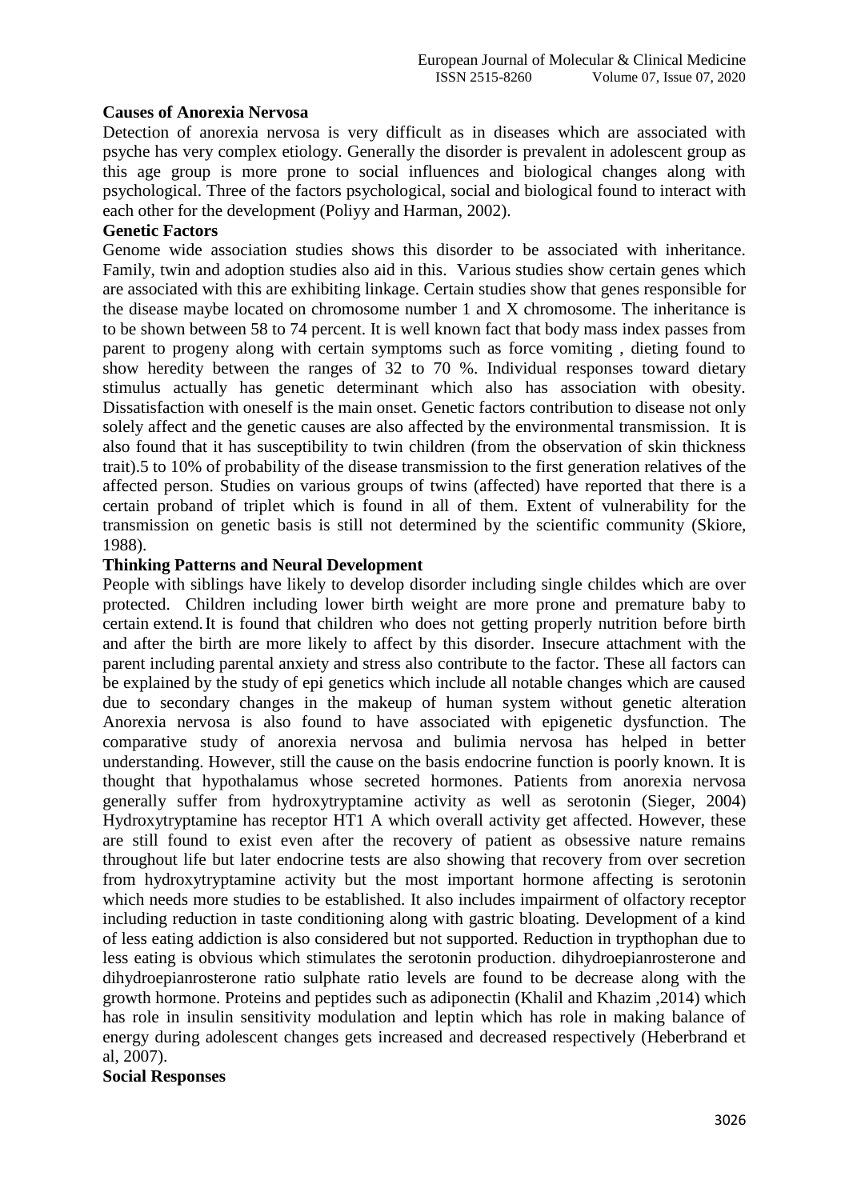**Causes of Anorexia Nervosa**

Detection of anorexia nervosa is very difficult as in diseases which are associated with psyche has very complex etiology. Generally the disorder is prevalent in adolescent group as this age group is more prone to social influences and biological changes along with psychological. Three of the factors psychological, social and biological found to interact with each other for the development (Poliyy and Harman, 2002).

**Genetic Factors**

Genome wide association studies shows this disorder to be associated with inheritance. Family, twin and adoption studies also aid in this. Various studies show certain genes which are associated with this are exhibiting linkage. Certain studies show that genes responsible for the disease maybe located on chromosome number 1 and X chromosome. The inheritance is to be shown between 58 to 74 percent. It is well known fact that body mass index passes from parent to progeny along with certain symptoms such as force vomiting , dieting found to show heredity between the ranges of 32 to 70 %. Individual responses toward dietary stimulus actually has genetic determinant which also has association with obesity. Dissatisfaction with oneself is the main onset. Genetic factors contribution to disease not only solely affect and the genetic causes are also affected by the environmental transmission. It is also found that it has susceptibility to twin children (from the observation of skin thickness trait).5 to 10% of probability of the disease transmission to the first generation relatives of the affected person. Studies on various groups of twins (affected) have reported that there is a certain proband of triplet which is found in all of them. Extent of vulnerability for the transmission on genetic basis is still not determined by the scientific community (Skiore, 1988).

**Thinking Patterns and Neural Development**

People with siblings have likely to develop disorder including single childes which are over protected. Children including lower birth weight are more prone and premature baby to certain extend. It is found that children who does not getting properly nutrition before birth and after the birth are more likely to affect by this disorder. Insecure attachment with the parent including parental anxiety and stress also contribute to the factor. These all factors can be explained by the study of epi genetics which include all notable changes which are caused due to secondary changes in the makeup of human system without genetic alteration Anorexia nervosa is also found to have associated with epigenetic dysfunction. The comparative study of anorexia nervosa and bulimia nervosa has helped in better understanding. However, still the cause on the basis endocrine function is poorly known. It is thought that hypothalamus whose secreted hormones. Patients from anorexia nervosa generally suffer from hydroxytryptamine activity as well as serotonin (Sieger, 2004) Hydroxytryptamine has receptor HT1 A which overall activity get affected. However, these are still found to exist even after the recovery of patient as obsessive nature remains throughout life but later endocrine tests are also showing that recovery from over secretion from hydroxytryptamine activity but the most important hormone affecting is serotonin which needs more studies to be established. It also includes impairment of olfactory receptor including reduction in taste conditioning along with gastric bloating. Development of a kind of less eating addiction is also considered but not supported. Reduction in trypthophan due to less eating is obvious which stimulates the serotonin production. dihydroepianrosterone and dihydroepianrosterone ratio sulphate ratio levels are found to be decrease along with the growth hormone. Proteins and peptides such as adiponectin (Khalil and Khazim ,2014) which has role in insulin sensitivity modulation and leptin which has role in making balance of energy during adolescent changes gets increased and decreased respectively (Heberbrand et al, 2007).

**Social Responses**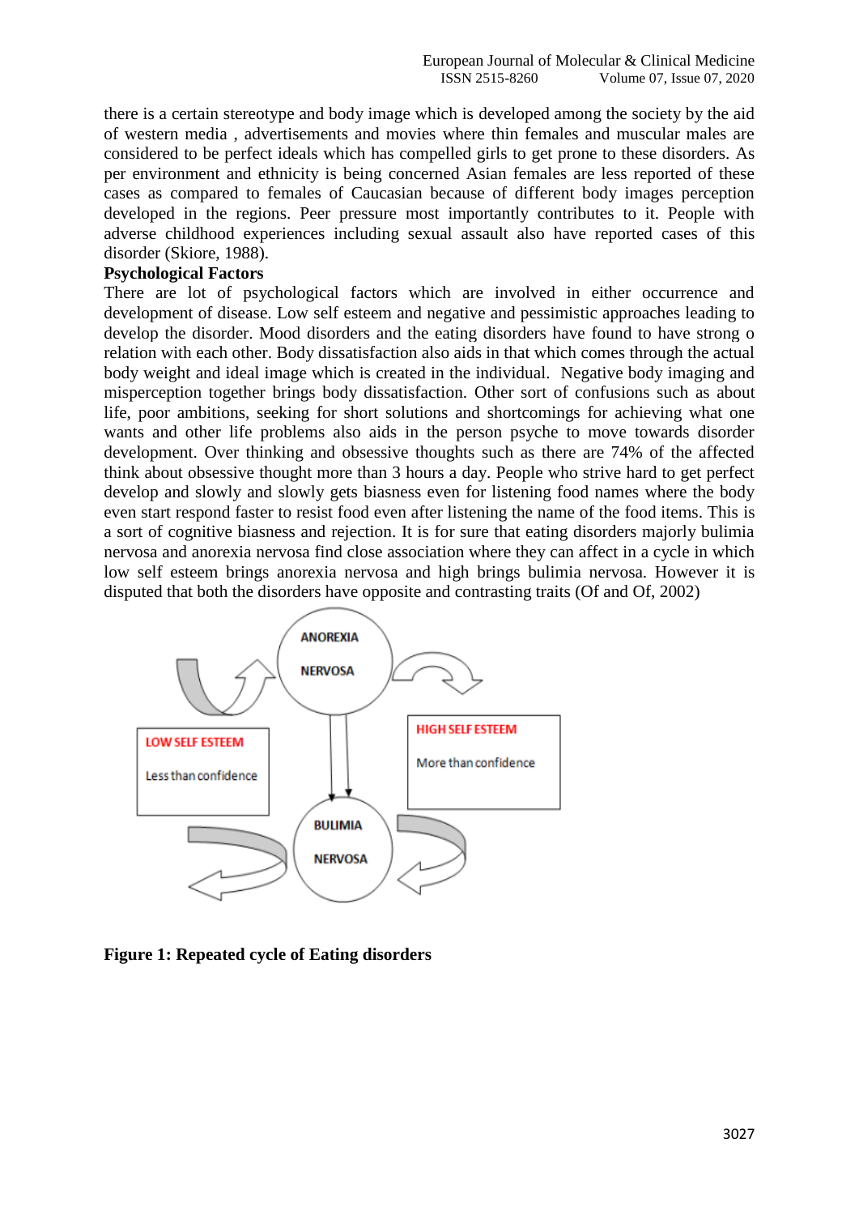there is a certain stereotype and body image which is developed among the society by the aid of western media , advertisements and movies where thin females and muscular males are considered to be perfect ideals which has compelled girls to get prone to these disorders. As per environment and ethnicity is being concerned Asian females are less reported of these cases as compared to females of Caucasian because of different body images perception developed in the regions. Peer pressure most importantly contributes to it. People with adverse childhood experiences including sexual assault also have reported cases of this disorder (Skiore, 1988).

**Psychological Factors**

There are lot of psychological factors which are involved in either occurrence and development of disease. Low self esteem and negative and pessimistic approaches leading to develop the disorder. Mood disorders and the eating disorders have found to have strong o relation with each other. Body dissatisfaction also aids in that which comes through the actual body weight and ideal image which is created in the individual. Negative body imaging and misperception together brings body dissatisfaction. Other sort of confusions such as about life, poor ambitions, seeking for short solutions and shortcomings for achieving what one wants and other life problems also aids in the person psyche to move towards disorder development. Over thinking and obsessive thoughts such as there are 74% of the affected think about obsessive thought more than 3 hours a day. People who strive hard to get perfect develop and slowly and slowly gets biasness even for listening food names where the body even start respond faster to resist food even after listening the name of the food items. This is a sort of cognitive biasness and rejection. It is for sure that eating disorders majorly bulimia nervosa and anorexia nervosa find close association where they can affect in a cycle in which low self esteem brings anorexia nervosa and high brings bulimia nervosa. However it is disputed that both the disorders have opposite and contrasting traits (Of and Of, 2002)

ANOREXIA NERVOSA

LOW SELF ESTEEM

Less than confidence

HIGH SELF ESTEEM

More than confidence

BULIMIA NERVOSA

**Figure 1: Repeated cycle of Eating disorders**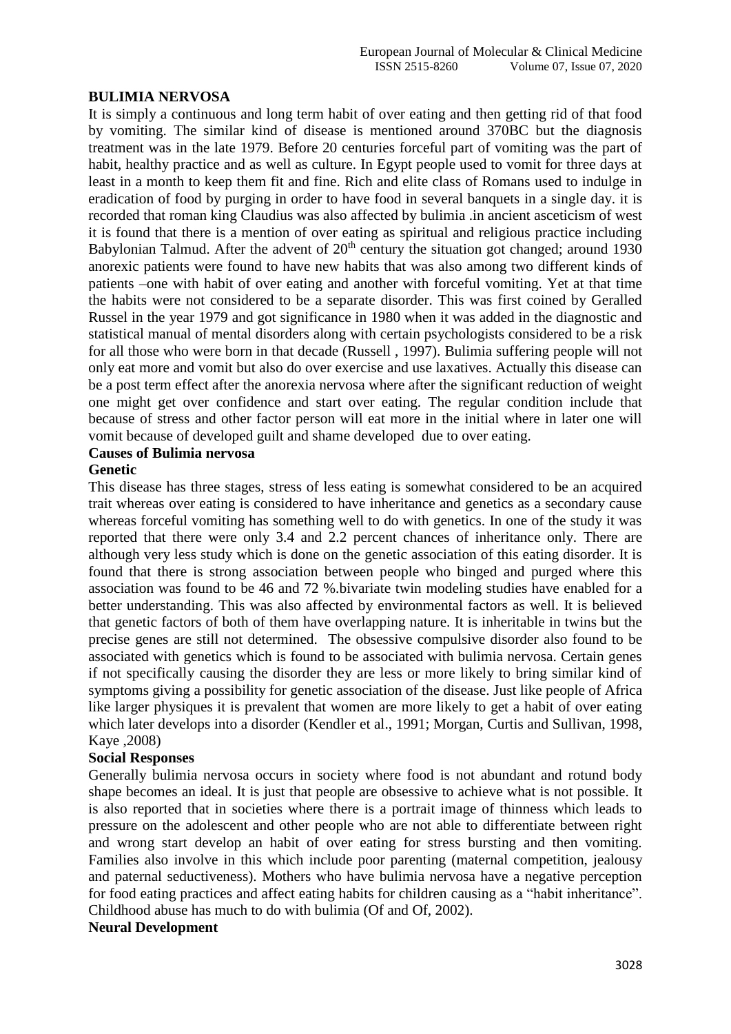## BULIMIA NERVOSA

It is simply a continuous and long term habit of over eating and then getting rid of that food by vomiting. The similar kind of disease is mentioned around 370BC but the diagnosis treatment was in the late 1979. Before 20 centuries forceful part of vomiting was the part of habit, healthy practice and as well as culture. In Egypt people used to vomit for three days at least in a month to keep them fit and fine. Rich and elite class of Romans used to indulge in eradication of food by purging in order to have food in several banquets in a single day. it is recorded that roman king Claudius was also affected by bulimia .in ancient asceticism of west it is found that there is a mention of over eating as spiritual and religious practice including Babylonian Talmud. After the advent of 20th century the situation got changed; around 1930 anorexic patients were found to have new habits that was also among two different kinds of patients –one with habit of over eating and another with forceful vomiting. Yet at that time the habits were not considered to be a separate disorder. This was first coined by Geralled Russel in the year 1979 and got significance in 1980 when it was added in the diagnostic and statistical manual of mental disorders along with certain psychologists considered to be a risk for all those who were born in that decade (Russell , 1997). Bulimia suffering people will not only eat more and vomit but also do over exercise and use laxatives. Actually this disease can be a post term effect after the anorexia nervosa where after the significant reduction of weight one might get over confidence and start over eating. The regular condition include that because of stress and other factor person will eat more in the initial where in later one will vomit because of developed guilt and shame developed due to over eating.

### Causes of Bulimia nervosa

#### Genetic

This disease has three stages, stress of less eating is somewhat considered to be an acquired trait whereas over eating is considered to have inheritance and genetics as a secondary cause whereas forceful vomiting has something well to do with genetics. In one of the study it was reported that there were only 3.4 and 2.2 percent chances of inheritance only. There are although very less study which is done on the genetic association of this eating disorder. It is found that there is strong association between people who binged and purged where this association was found to be 46 and 72 %.bivariate twin modeling studies have enabled for a better understanding. This was also affected by environmental factors as well. It is believed that genetic factors of both of them have overlapping nature. It is inheritable in twins but the precise genes are still not determined. The obsessive compulsive disorder also found to be associated with genetics which is found to be associated with bulimia nervosa. Certain genes if not specifically causing the disorder they are less or more likely to bring similar kind of symptoms giving a possibility for genetic association of the disease. Just like people of Africa like larger physiques it is prevalent that women are more likely to get a habit of over eating which later develops into a disorder (Kendler et al., 1991; Morgan, Curtis and Sullivan, 1998, Kaye ,2008)

#### Social Responses

Generally bulimia nervosa occurs in society where food is not abundant and rotund body shape becomes an ideal. It is just that people are obsessive to achieve what is not possible. It is also reported that in societies where there is a portrait image of thinness which leads to pressure on the adolescent and other people who are not able to differentiate between right and wrong start develop an habit of over eating for stress bursting and then vomiting. Families also involve in this which include poor parenting (maternal competition, jealousy and paternal seductiveness). Mothers who have bulimia nervosa have a negative perception for food eating practices and affect eating habits for children causing as a "habit inheritance". Childhood abuse has much to do with bulimia (Of and Of, 2002).

#### Neural Development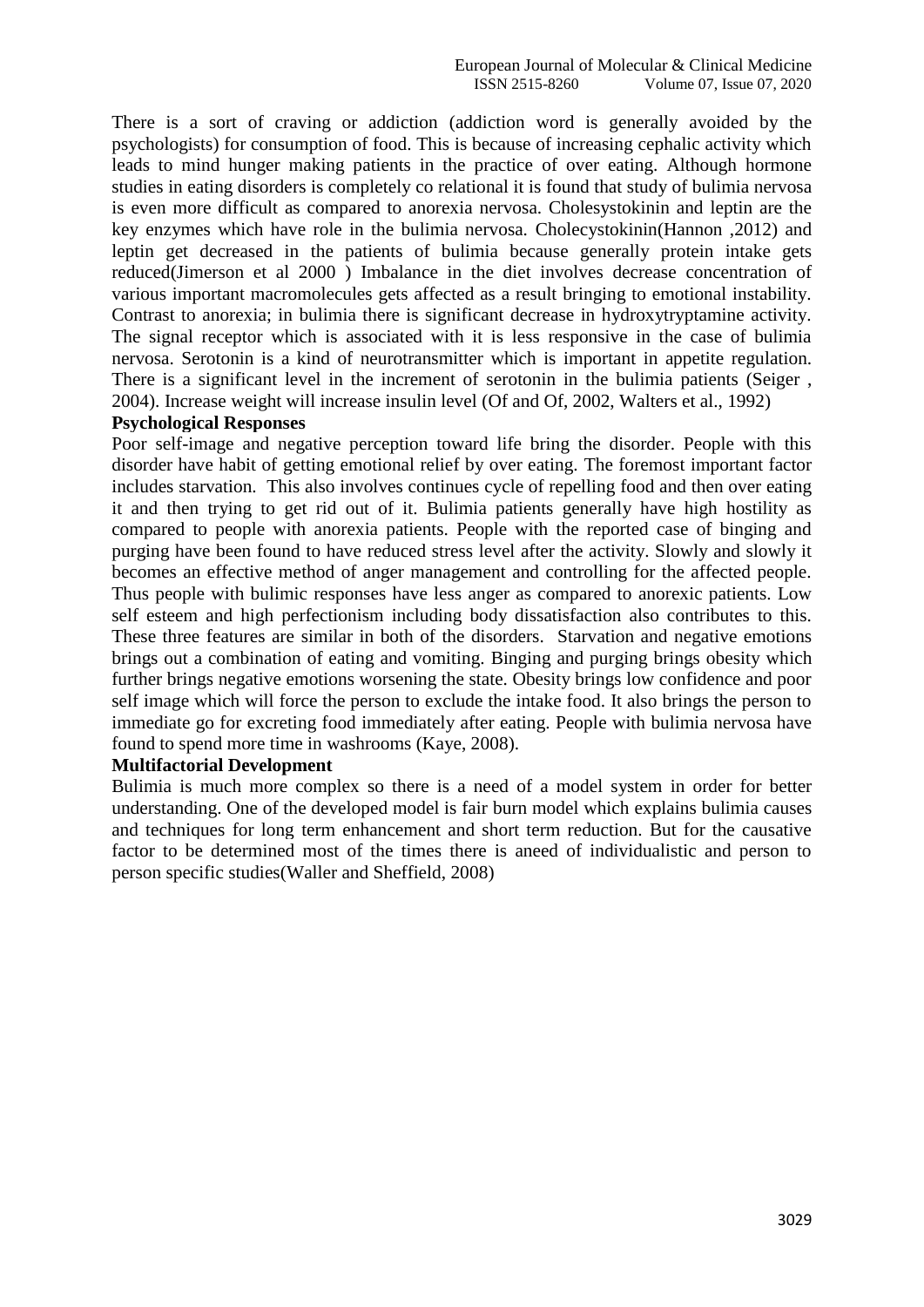There is a sort of craving or addiction (addiction word is generally avoided by the psychologists) for consumption of food. This is because of increasing cephalic activity which leads to mind hunger making patients in the practice of over eating. Although hormone studies in eating disorders is completely co relational it is found that study of bulimia nervosa is even more difficult as compared to anorexia nervosa. Cholesystokinin and leptin are the key enzymes which have role in the bulimia nervosa. Cholecystokinin(Hannon ,2012) and leptin get decreased in the patients of bulimia because generally protein intake gets reduced(Jimerson et al 2000 ) Imbalance in the diet involves decrease concentration of various important macromolecules gets affected as a result bringing to emotional instability. Contrast to anorexia; in bulimia there is significant decrease in hydroxytryptamine activity. The signal receptor which is associated with it is less responsive in the case of bulimia nervosa. Serotonin is a kind of neurotransmitter which is important in appetite regulation. There is a significant level in the increment of serotonin in the bulimia patients (Seiger , 2004). Increase weight will increase insulin level (Of and Of, 2002, Walters et al., 1992)

**Psychological Responses**

Poor self-image and negative perception toward life bring the disorder. People with this disorder have habit of getting emotional relief by over eating. The foremost important factor includes starvation. This also involves continues cycle of repelling food and then over eating it and then trying to get rid out of it. Bulimia patients generally have high hostility as compared to people with anorexia patients. People with the reported case of binging and purging have been found to have reduced stress level after the activity. Slowly and slowly it becomes an effective method of anger management and controlling for the affected people. Thus people with bulimic responses have less anger as compared to anorexic patients. Low self esteem and high perfectionism including body dissatisfaction also contributes to this. These three features are similar in both of the disorders. Starvation and negative emotions brings out a combination of eating and vomiting. Binging and purging brings obesity which further brings negative emotions worsening the state. Obesity brings low confidence and poor self image which will force the person to exclude the intake food. It also brings the person to immediate go for excreting food immediately after eating. People with bulimia nervosa have found to spend more time in washrooms (Kaye, 2008).

**Multifactorial Development**

Bulimia is much more complex so there is a need of a model system in order for better understanding. One of the developed model is fair burn model which explains bulimia causes and techniques for long term enhancement and short term reduction. But for the causative factor to be determined most of the times there is aneed of individualistic and person to person specific studies(Waller and Sheffield, 2008)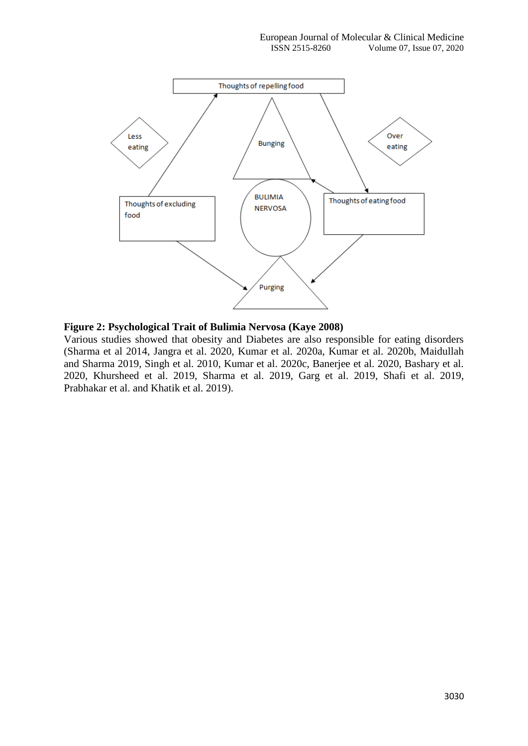**Figure 2: Psychological Trait of Bulimia Nervosa (Kaye 2008)**

Various studies showed that obesity and Diabetes are also responsible for eating disorders (Sharma et al 2014, Jangra et al. 2020, Kumar et al. 2020a, Kumar et al. 2020b, Maidullah and Sharma 2019, Singh et al. 2010, Kumar et al. 2020c, Banerjee et al. 2020, Bashary et al. 2020, Khursheed et al. 2019, Sharma et al. 2019, Garg et al. 2019, Shafi et al. 2019, Prabhakar et al. and Khatik et al. 2019).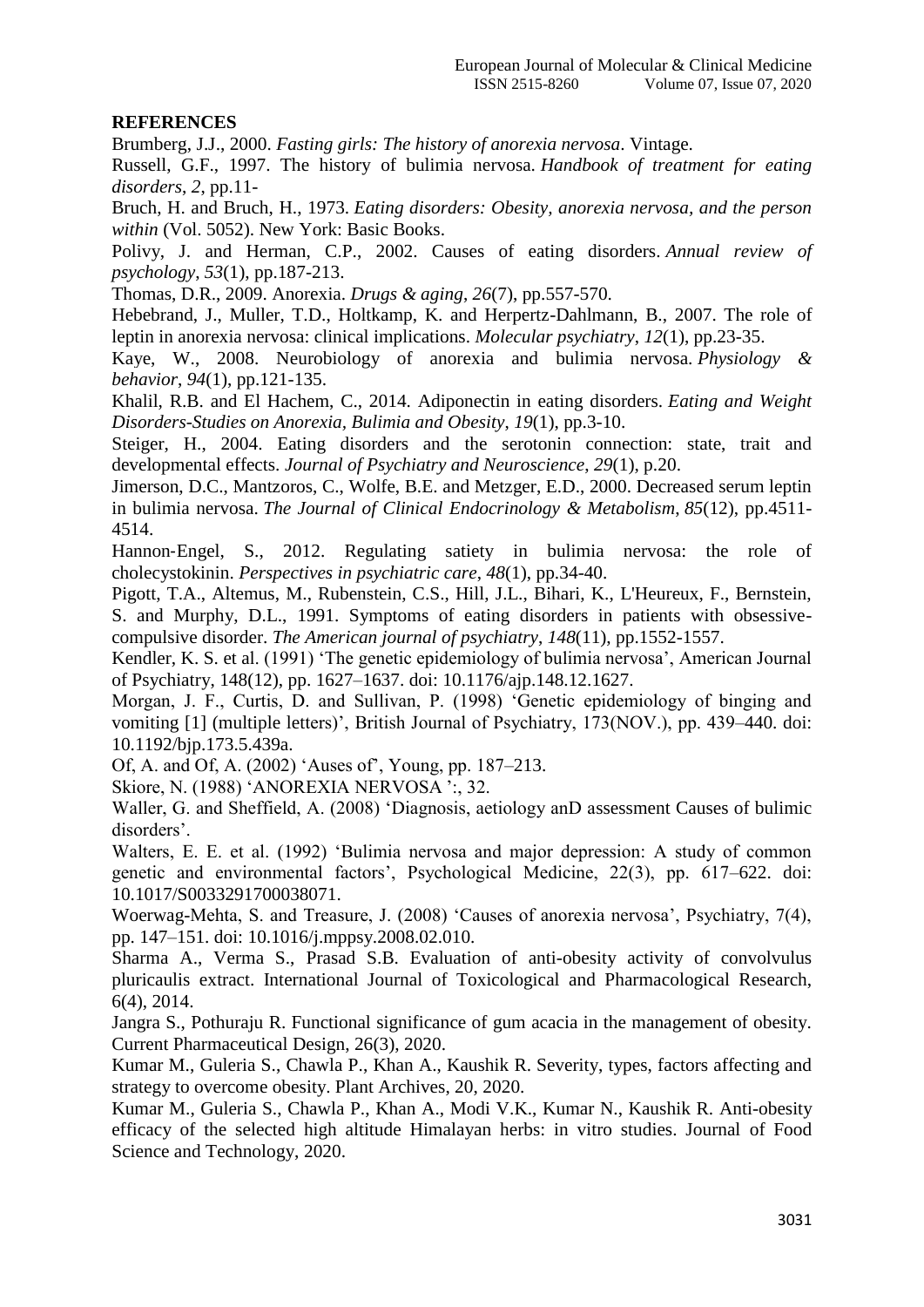## REFERENCES

Brumberg, J.J., 2000. *Fasting girls: The history of anorexia nervosa*. Vintage.

Russell, G.F., 1997. The history of bulimia nervosa. *Handbook of treatment for eating disorders*, *2*, pp.11-

Bruch, H. and Bruch, H., 1973. *Eating disorders: Obesity, anorexia nervosa, and the person within* (Vol. 5052). New York: Basic Books.

Polivy, J. and Herman, C.P., 2002. Causes of eating disorders. *Annual review of psychology*, *53*(1), pp.187-213.

Thomas, D.R., 2009. Anorexia. *Drugs & aging*, *26*(7), pp.557-570.

Hebebrand, J., Muller, T.D., Holtkamp, K. and Herpertz-Dahlmann, B., 2007. The role of leptin in anorexia nervosa: clinical implications. *Molecular psychiatry*, *12*(1), pp.23-35.

Kaye, W., 2008. Neurobiology of anorexia and bulimia nervosa. *Physiology & behavior*, *94*(1), pp.121-135.

Khalil, R.B. and El Hachem, C., 2014. Adiponectin in eating disorders. *Eating and Weight Disorders-Studies on Anorexia, Bulimia and Obesity*, *19*(1), pp.3-10.

Steiger, H., 2004. Eating disorders and the serotonin connection: state, trait and developmental effects. *Journal of Psychiatry and Neuroscience*, *29*(1), p.20.

Jimerson, D.C., Mantzoros, C., Wolfe, B.E. and Metzger, E.D., 2000. Decreased serum leptin in bulimia nervosa. *The Journal of Clinical Endocrinology & Metabolism*, *85*(12), pp.4511-4514.

Hannon‐Engel, S., 2012. Regulating satiety in bulimia nervosa: the role of cholecystokinin. *Perspectives in psychiatric care*, *48*(1), pp.34-40.

Pigott, T.A., Altemus, M., Rubenstein, C.S., Hill, J.L., Bihari, K., L'Heureux, F., Bernstein, S. and Murphy, D.L., 1991. Symptoms of eating disorders in patients with obsessive-compulsive disorder. *The American journal of psychiatry*, *148*(11), pp.1552-1557.

Kendler, K. S. et al. (1991) 'The genetic epidemiology of bulimia nervosa', American Journal of Psychiatry, 148(12), pp. 1627–1637. doi: 10.1176/ajp.148.12.1627.

Morgan, J. F., Curtis, D. and Sullivan, P. (1998) 'Genetic epidemiology of binging and vomiting [1] (multiple letters)', British Journal of Psychiatry, 173(NOV.), pp. 439–440. doi: 10.1192/bjp.173.5.439a.

Of, A. and Of, A. (2002) 'Auses of', Young, pp. 187–213.

Skiore, N. (1988) 'ANOREXIA NERVOSA ':, 32.

Waller, G. and Sheffield, A. (2008) 'Diagnosis, aetiology anD assessment Causes of bulimic disorders'.

Walters, E. E. et al. (1992) 'Bulimia nervosa and major depression: A study of common genetic and environmental factors', Psychological Medicine, 22(3), pp. 617–622. doi: 10.1017/S0033291700038071.

Woerwag-Mehta, S. and Treasure, J. (2008) 'Causes of anorexia nervosa', Psychiatry, 7(4), pp. 147–151. doi: 10.1016/j.mppsy.2008.02.010.

Sharma A., Verma S., Prasad S.B. Evaluation of anti-obesity activity of convolvulus pluricaulis extract. International Journal of Toxicological and Pharmacological Research, 6(4), 2014.

Jangra S., Pothuraju R. Functional significance of gum acacia in the management of obesity. Current Pharmaceutical Design, 26(3), 2020.

Kumar M., Guleria S., Chawla P., Khan A., Kaushik R. Severity, types, factors affecting and strategy to overcome obesity. Plant Archives, 20, 2020.

Kumar M., Guleria S., Chawla P., Khan A., Modi V.K., Kumar N., Kaushik R. Anti-obesity efficacy of the selected high altitude Himalayan herbs: in vitro studies. Journal of Food Science and Technology, 2020.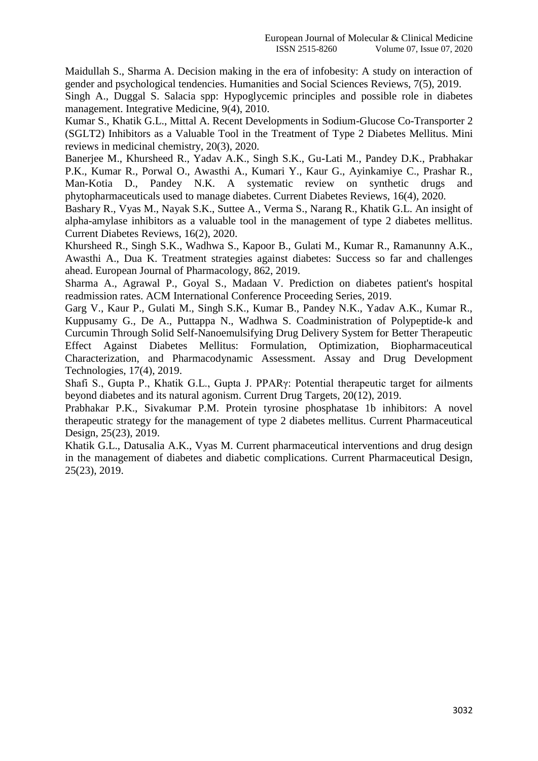Maidullah S., Sharma A. Decision making in the era of infobesity: A study on interaction of gender and psychological tendencies. Humanities and Social Sciences Reviews, 7(5), 2019.

Singh A., Duggal S. Salacia spp: Hypoglycemic principles and possible role in diabetes management. Integrative Medicine, 9(4), 2010.

Kumar S., Khatik G.L., Mittal A. Recent Developments in Sodium-Glucose Co-Transporter 2 (SGLT2) Inhibitors as a Valuable Tool in the Treatment of Type 2 Diabetes Mellitus. Mini reviews in medicinal chemistry, 20(3), 2020.

Banerjee M., Khursheed R., Yadav A.K., Singh S.K., Gu-Lati M., Pandey D.K., Prabhakar P.K., Kumar R., Porwal O., Awasthi A., Kumari Y., Kaur G., Ayinkamiye C., Prashar R., Man-Kotia D., Pandey N.K. A systematic review on synthetic drugs and phytopharmaceuticals used to manage diabetes. Current Diabetes Reviews, 16(4), 2020.

Bashary R., Vyas M., Nayak S.K., Suttee A., Verma S., Narang R., Khatik G.L. An insight of alpha-amylase inhibitors as a valuable tool in the management of type 2 diabetes mellitus. Current Diabetes Reviews, 16(2), 2020.

Khursheed R., Singh S.K., Wadhwa S., Kapoor B., Gulati M., Kumar R., Ramanunny A.K., Awasthi A., Dua K. Treatment strategies against diabetes: Success so far and challenges ahead. European Journal of Pharmacology, 862, 2019.

Sharma A., Agrawal P., Goyal S., Madaan V. Prediction on diabetes patient's hospital readmission rates. ACM International Conference Proceeding Series, 2019.

Garg V., Kaur P., Gulati M., Singh S.K., Kumar B., Pandey N.K., Yadav A.K., Kumar R., Kuppusamy G., De A., Puttappa N., Wadhwa S. Coadministration of Polypeptide-k and Curcumin Through Solid Self-Nanoemulsifying Drug Delivery System for Better Therapeutic Effect Against Diabetes Mellitus: Formulation, Optimization, Biopharmaceutical Characterization, and Pharmacodynamic Assessment. Assay and Drug Development Technologies, 17(4), 2019.

Shafi S., Gupta P., Khatik G.L., Gupta J. PPARγ: Potential therapeutic target for ailments beyond diabetes and its natural agonism. Current Drug Targets, 20(12), 2019.

Prabhakar P.K., Sivakumar P.M. Protein tyrosine phosphatase 1b inhibitors: A novel therapeutic strategy for the management of type 2 diabetes mellitus. Current Pharmaceutical Design, 25(23), 2019.

Khatik G.L., Datusalia A.K., Vyas M. Current pharmaceutical interventions and drug design in the management of diabetes and diabetic complications. Current Pharmaceutical Design, 25(23), 2019.